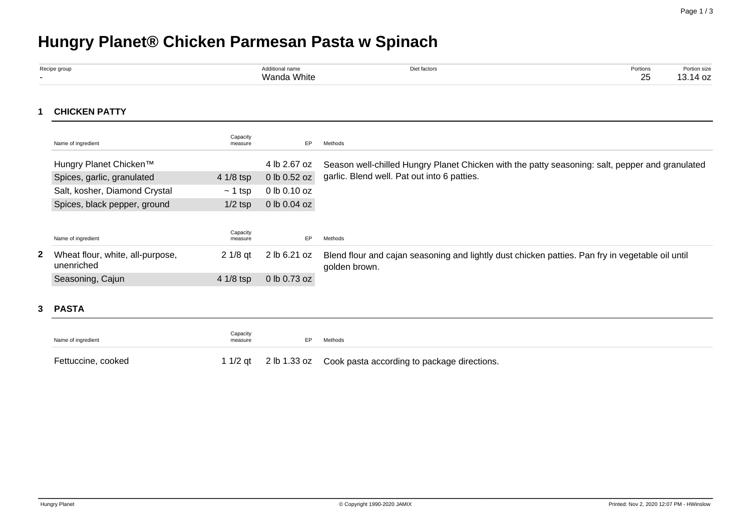# Hungry Planet® Chicken Parmesan Pasta w Spinach

| Recipe group | Additional name | Diet factors | Portions | Portion size |
|---|---|---|---|---|
| - | Wanda White | | 25 | 13.14 oz |

## 1 CHICKEN PATTY

| Name of ingredient | Capacity measure | EP | Methods |
|---|---|---|---|
| Hungry Planet Chicken™ | | 4 lb 2.67 oz | Season well-chilled Hungry Planet Chicken with the patty seasoning: salt, pepper and granulated garlic. Blend well. Pat out into 6 patties. |
| Spices, garlic, granulated | 4 1/8 tsp | 0 lb 0.52 oz | |
| Salt, kosher, Diamond Crystal | ~ 1 tsp | 0 lb 0.10 oz | |
| Spices, black pepper, ground | 1/2 tsp | 0 lb 0.04 oz | |

**2**

| Name of ingredient | Capacity measure | EP | Methods |
|---|---|---|---|
| Wheat flour, white, all-purpose, unenriched | 2 1/8 qt | 2 lb 6.21 oz | Blend flour and cajan seasoning and lightly dust chicken patties. Pan fry in vegetable oil until golden brown. |
| Seasoning, Cajun | 4 1/8 tsp | 0 lb 0.73 oz | |

## 3 PASTA

| Name of ingredient | Capacity measure | EP | Methods |
|---|---|---|---|
| Fettuccine, cooked | 1 1/2 qt | 2 lb 1.33 oz | Cook pasta according to package directions. |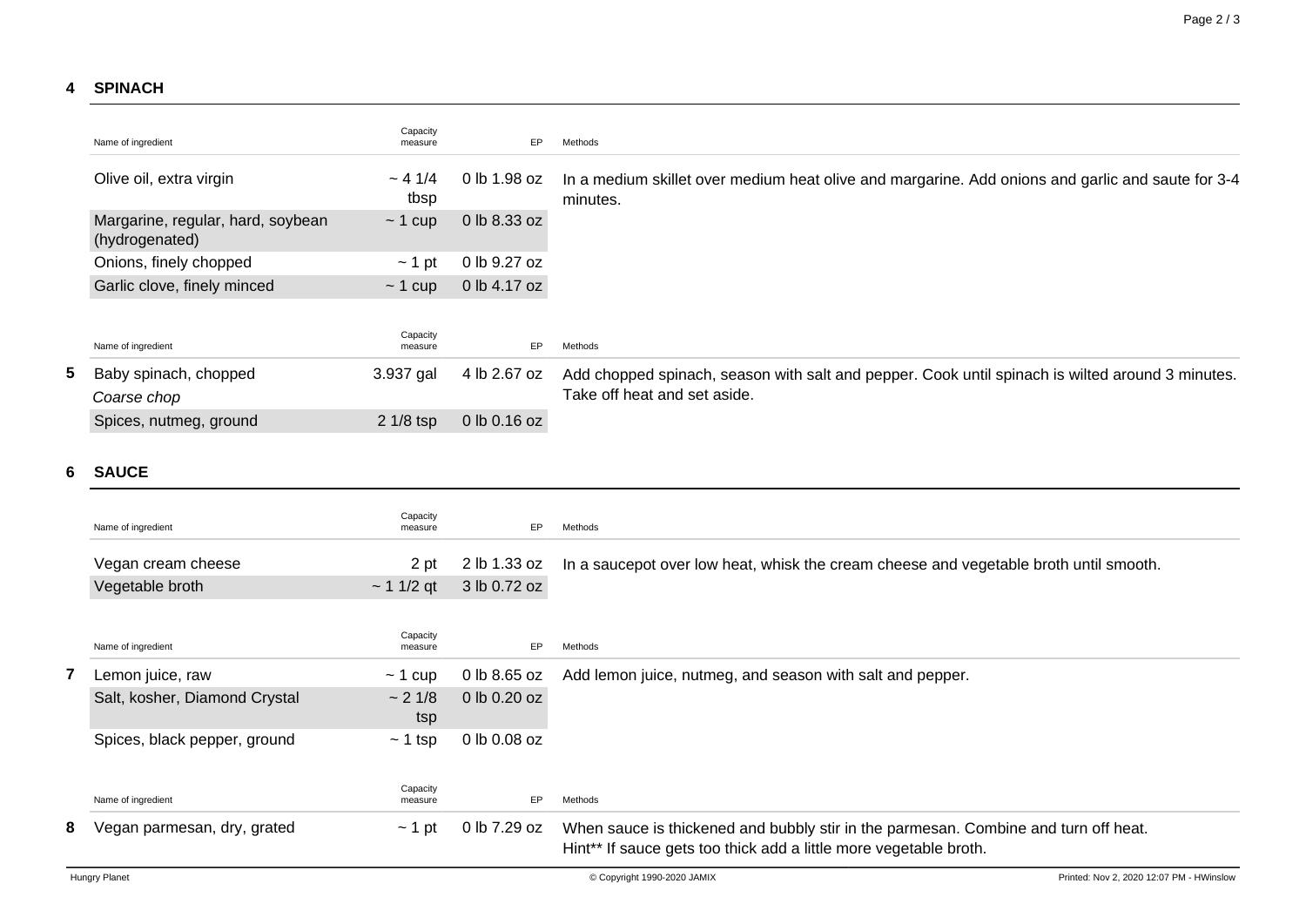## 4 SPINACH

| Name of ingredient | Capacity measure | EP | Methods |
|---|---|---|---|
| Olive oil, extra virgin | ~ 4 1/4 tbsp | 0 lb 1.98 oz | In a medium skillet over medium heat olive and margarine. Add onions and garlic and saute for 3-4 minutes. |
| Margarine, regular, hard, soybean (hydrogenated) | ~ 1 cup | 0 lb 8.33 oz | |
| Onions, finely chopped | ~ 1 pt | 0 lb 9.27 oz | |
| Garlic clove, finely minced | ~ 1 cup | 0 lb 4.17 oz | |

**5**

| Name of ingredient | Capacity measure | EP | Methods |
|---|---|---|---|
| Baby spinach, chopped<br>*Coarse chop* | 3.937 gal | 4 lb 2.67 oz | Add chopped spinach, season with salt and pepper. Cook until spinach is wilted around 3 minutes. Take off heat and set aside. |
| Spices, nutmeg, ground | 2 1/8 tsp | 0 lb 0.16 oz | |

## 6 SAUCE

| Name of ingredient | Capacity measure | EP | Methods |
|---|---|---|---|
| Vegan cream cheese | 2 pt | 2 lb 1.33 oz | In a saucepot over low heat, whisk the cream cheese and vegetable broth until smooth. |
| Vegetable broth | ~ 1 1/2 qt | 3 lb 0.72 oz | |

**7**

| Name of ingredient | Capacity measure | EP | Methods |
|---|---|---|---|
| Lemon juice, raw | ~ 1 cup | 0 lb 8.65 oz | Add lemon juice, nutmeg, and season with salt and pepper. |
| Salt, kosher, Diamond Crystal | ~ 2 1/8 tsp | 0 lb 0.20 oz | |
| Spices, black pepper, ground | ~ 1 tsp | 0 lb 0.08 oz | |

**8**

| Name of ingredient | Capacity measure | EP | Methods |
|---|---|---|---|
| Vegan parmesan, dry, grated | ~ 1 pt | 0 lb 7.29 oz | When sauce is thickened and bubbly stir in the parmesan. Combine and turn off heat.<br>Hint** If sauce gets too thick add a little more vegetable broth. |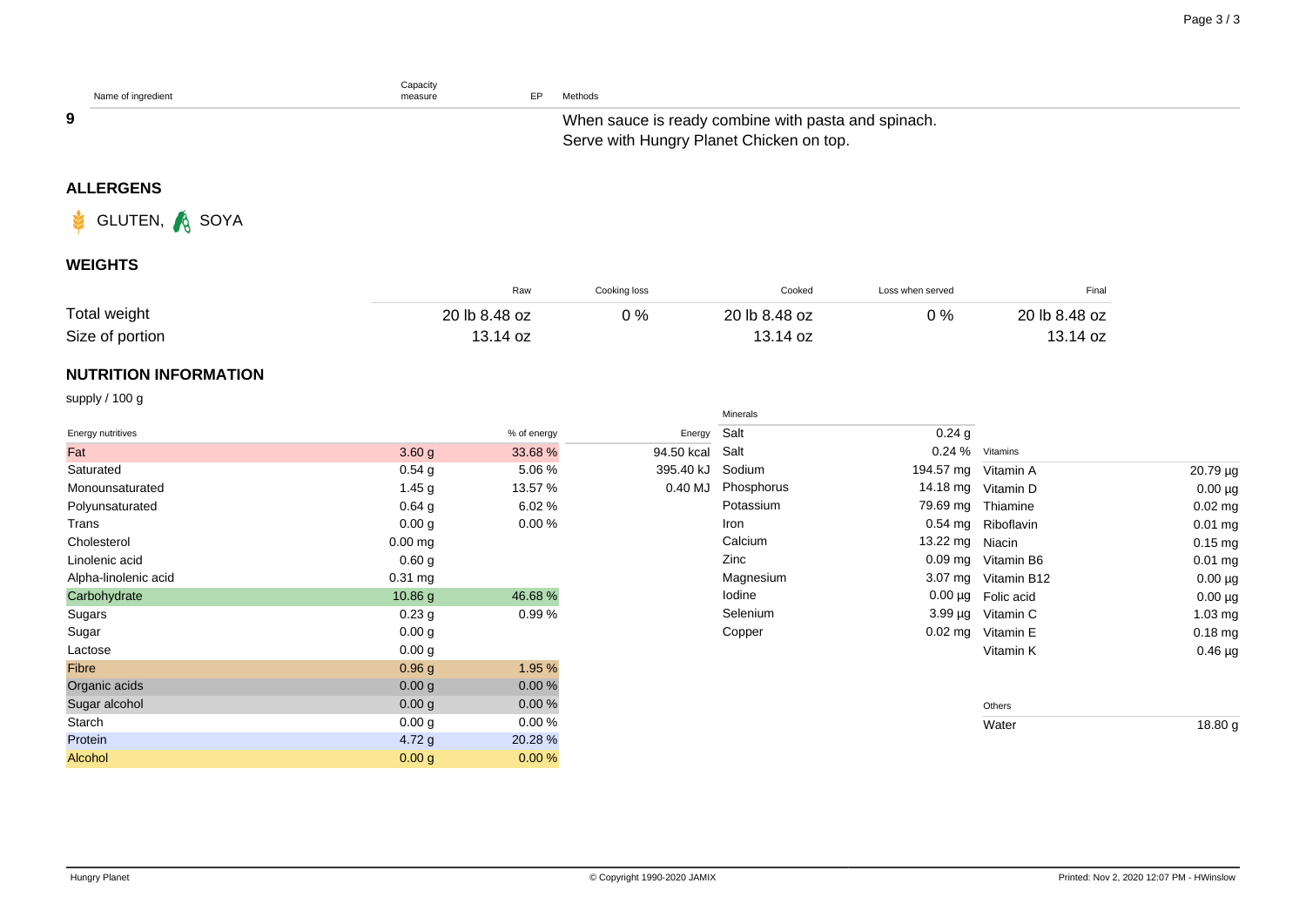| Name of ingredient | Capacity measure | EP | Methods |
|---|---|---|---|
| 9 | | | When sauce is ready combine with pasta and spinach. Serve with Hungry Planet Chicken on top. |

## ALLERGENS

GLUTEN, SOYA

## WEIGHTS

| | Raw | Cooking loss | Cooked | Loss when served | Final |
|---|---|---|---|---|---|
| Total weight | 20 lb 8.48 oz | 0 % | 20 lb 8.48 oz | 0 % | 20 lb 8.48 oz |
| Size of portion | 13.14 oz | | 13.14 oz | | 13.14 oz |

## NUTRITION INFORMATION

supply / 100 g

| Energy nutritives | | % of energy |
|---|---|---|
| Fat | 3.60 g | 33.68 % |
| Saturated | 0.54 g | 5.06 % |
| Monounsaturated | 1.45 g | 13.57 % |
| Polyunsaturated | 0.64 g | 6.02 % |
| Trans | 0.00 g | 0.00 % |
| Cholesterol | 0.00 mg | |
| Linolenic acid | 0.60 g | |
| Alpha-linolenic acid | 0.31 mg | |
| Carbohydrate | 10.86 g | 46.68 % |
| Sugars | 0.23 g | 0.99 % |
| Sugar | 0.00 g | |
| Lactose | 0.00 g | |
| Fibre | 0.96 g | 1.95 % |
| Organic acids | 0.00 g | 0.00 % |
| Sugar alcohol | 0.00 g | 0.00 % |
| Starch | 0.00 g | 0.00 % |
| Protein | 4.72 g | 20.28 % |
| Alcohol | 0.00 g | 0.00 % |

| Energy | |
|---|---|
| 94.50 kcal | |
| 395.40 kJ | |
| 0.40 MJ | |

| Minerals | |
|---|---|
| Salt | 0.24 g |
| Salt | 0.24 % |
| Sodium | 194.57 mg |
| Phosphorus | 14.18 mg |
| Potassium | 79.69 mg |
| Iron | 0.54 mg |
| Calcium | 13.22 mg |
| Zinc | 0.09 mg |
| Magnesium | 3.07 mg |
| Iodine | 0.00 µg |
| Selenium | 3.99 µg |
| Copper | 0.02 mg |

| Vitamins | |
|---|---|
| Vitamin A | 20.79 µg |
| Vitamin D | 0.00 µg |
| Thiamine | 0.02 mg |
| Riboflavin | 0.01 mg |
| Niacin | 0.15 mg |
| Vitamin B6 | 0.01 mg |
| Vitamin B12 | 0.00 µg |
| Folic acid | 0.00 µg |
| Vitamin C | 1.03 mg |
| Vitamin E | 0.18 mg |
| Vitamin K | 0.46 µg |

| Others | |
|---|---|
| Water | 18.80 g |

Hungry Planet © Copyright 1990-2020 JAMIX Printed: Nov 2, 2020 12:07 PM - HWinslow